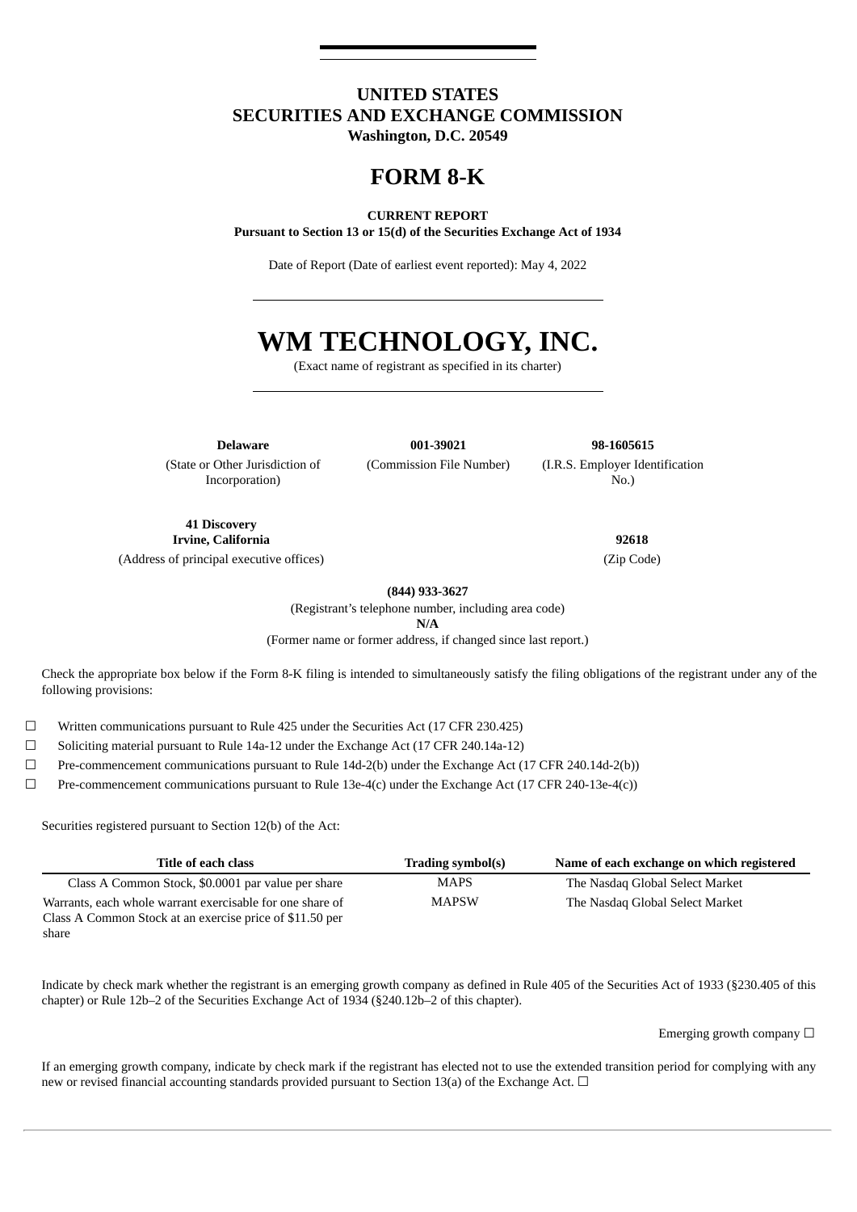# UNITED STATES
# SECURITIES AND EXCHANGE COMMISSION
**Washington, D.C. 20549**

# FORM 8-K

**CURRENT REPORT**
**Pursuant to Section 13 or 15(d) of the Securities Exchange Act of 1934**

Date of Report (Date of earliest event reported): May 4, 2022

# WM TECHNOLOGY, INC.

(Exact name of registrant as specified in its charter)

| **Delaware** | **001-39021** | **98-1605615** |
|---|---|---|
| (State or Other Jurisdiction of Incorporation) | (Commission File Number) | (I.R.S. Employer Identification No.) |

| **41 Discovery Irvine, California** | **92618** |
|---|---|
| (Address of principal executive offices) | (Zip Code) |

**(844) 933-3627**
(Registrant's telephone number, including area code)
**N/A**
(Former name or former address, if changed since last report.)

Check the appropriate box below if the Form 8-K filing is intended to simultaneously satisfy the filing obligations of the registrant under any of the following provisions:

☐ Written communications pursuant to Rule 425 under the Securities Act (17 CFR 230.425)

☐ Soliciting material pursuant to Rule 14a-12 under the Exchange Act (17 CFR 240.14a-12)

☐ Pre-commencement communications pursuant to Rule 14d-2(b) under the Exchange Act (17 CFR 240.14d-2(b))

☐ Pre-commencement communications pursuant to Rule 13e-4(c) under the Exchange Act (17 CFR 240-13e-4(c))

Securities registered pursuant to Section 12(b) of the Act:

| Title of each class | Trading symbol(s) | Name of each exchange on which registered |
|---|---|---|
| Class A Common Stock, $0.0001 par value per share | MAPS | The Nasdaq Global Select Market |
| Warrants, each whole warrant exercisable for one share of Class A Common Stock at an exercise price of $11.50 per share | MAPSW | The Nasdaq Global Select Market |

Indicate by check mark whether the registrant is an emerging growth company as defined in Rule 405 of the Securities Act of 1933 (§230.405 of this chapter) or Rule 12b–2 of the Securities Exchange Act of 1934 (§240.12b–2 of this chapter).

Emerging growth company ☐

If an emerging growth company, indicate by check mark if the registrant has elected not to use the extended transition period for complying with any new or revised financial accounting standards provided pursuant to Section 13(a) of the Exchange Act. ☐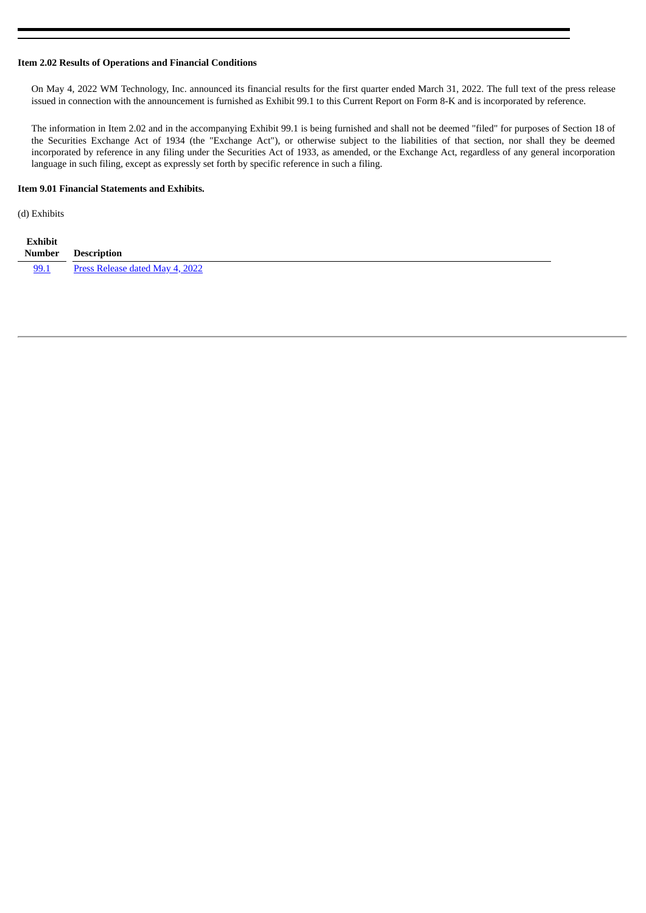**Item 2.02 Results of Operations and Financial Conditions**

On May 4, 2022 WM Technology, Inc. announced its financial results for the first quarter ended March 31, 2022. The full text of the press release issued in connection with the announcement is furnished as Exhibit 99.1 to this Current Report on Form 8-K and is incorporated by reference.

The information in Item 2.02 and in the accompanying Exhibit 99.1 is being furnished and shall not be deemed "filed" for purposes of Section 18 of the Securities Exchange Act of 1934 (the "Exchange Act"), or otherwise subject to the liabilities of that section, nor shall they be deemed incorporated by reference in any filing under the Securities Act of 1933, as amended, or the Exchange Act, regardless of any general incorporation language in such filing, except as expressly set forth by specific reference in such a filing.

**Item 9.01 Financial Statements and Exhibits.**

(d) Exhibits

| Exhibit Number | Description |
|---|---|
| 99.1 | Press Release dated May 4, 2022 |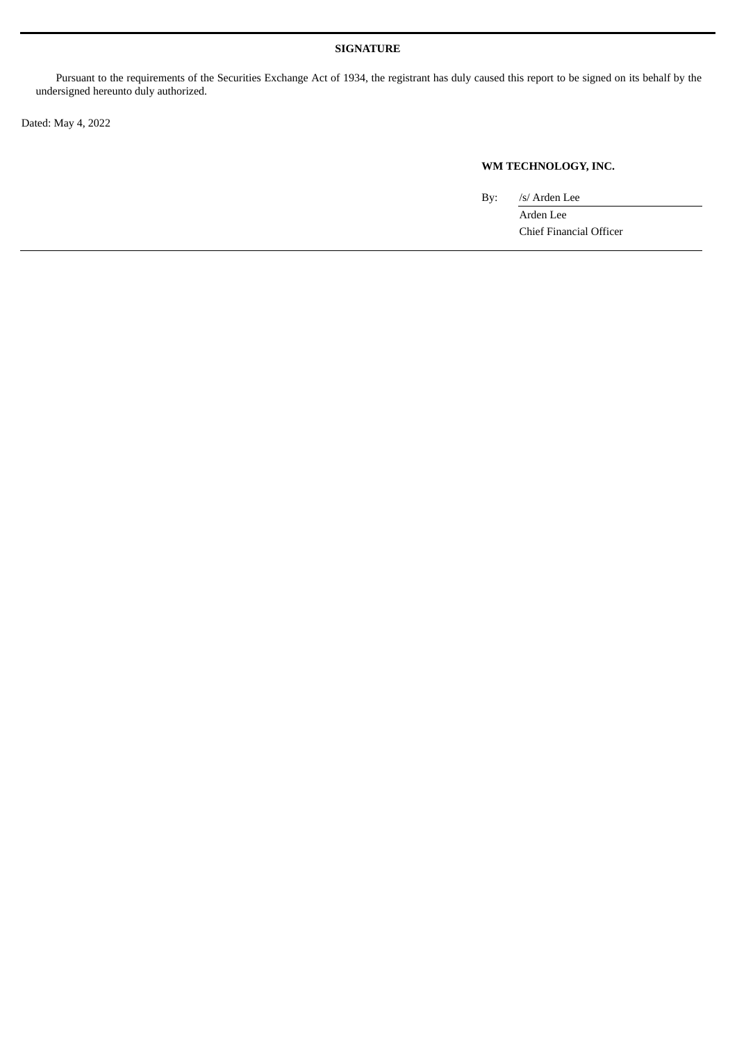**SIGNATURE**

Pursuant to the requirements of the Securities Exchange Act of 1934, the registrant has duly caused this report to be signed on its behalf by the undersigned hereunto duly authorized.

Dated: May 4, 2022

**WM TECHNOLOGY, INC.**

By: /s/ Arden Lee

Arden Lee

Chief Financial Officer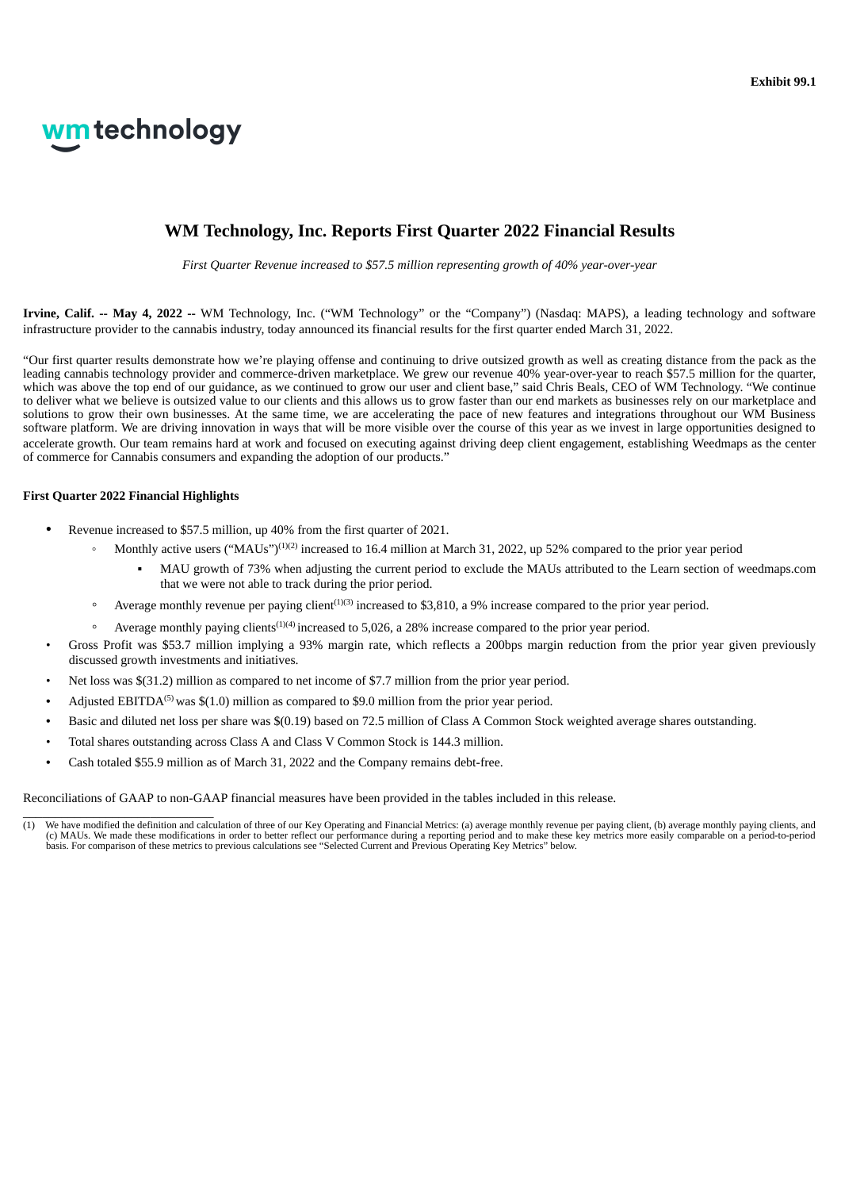Exhibit 99.1

wm technology

# WM Technology, Inc. Reports First Quarter 2022 Financial Results

*First Quarter Revenue increased to $57.5 million representing growth of 40% year-over-year*

**Irvine, Calif. -- May 4, 2022 --** WM Technology, Inc. ("WM Technology" or the "Company") (Nasdaq: MAPS), a leading technology and software infrastructure provider to the cannabis industry, today announced its financial results for the first quarter ended March 31, 2022.

"Our first quarter results demonstrate how we're playing offense and continuing to drive outsized growth as well as creating distance from the pack as the leading cannabis technology provider and commerce-driven marketplace. We grew our revenue 40% year-over-year to reach $57.5 million for the quarter, which was above the top end of our guidance, as we continued to grow our user and client base," said Chris Beals, CEO of WM Technology. "We continue to deliver what we believe is outsized value to our clients and this allows us to grow faster than our end markets as businesses rely on our marketplace and solutions to grow their own businesses. At the same time, we are accelerating the pace of new features and integrations throughout our WM Business software platform. We are driving innovation in ways that will be more visible over the course of this year as we invest in large opportunities designed to accelerate growth. Our team remains hard at work and focused on executing against driving deep client engagement, establishing Weedmaps as the center of commerce for Cannabis consumers and expanding the adoption of our products."

**First Quarter 2022 Financial Highlights**

- Revenue increased to $57.5 million, up 40% from the first quarter of 2021.
  - Monthly active users ("MAUs")[(1)(2)] increased to 16.4 million at March 31, 2022, up 52% compared to the prior year period
    - MAU growth of 73% when adjusting the current period to exclude the MAUs attributed to the Learn section of weedmaps.com that we were not able to track during the prior period.
  - Average monthly revenue per paying client[(1)(3)] increased to $3,810, a 9% increase compared to the prior year period.
  - Average monthly paying clients[(1)(4)] increased to 5,026, a 28% increase compared to the prior year period.
- Gross Profit was $53.7 million implying a 93% margin rate, which reflects a 200bps margin reduction from the prior year given previously discussed growth investments and initiatives.
- Net loss was $(31.2) million as compared to net income of $7.7 million from the prior year period.
- Adjusted EBITDA[(5)] was $(1.0) million as compared to $9.0 million from the prior year period.
- Basic and diluted net loss per share was $(0.19) based on 72.5 million of Class A Common Stock weighted average shares outstanding.
- Total shares outstanding across Class A and Class V Common Stock is 144.3 million.
- Cash totaled $55.9 million as of March 31, 2022 and the Company remains debt-free.

Reconciliations of GAAP to non-GAAP financial measures have been provided in the tables included in this release.

---

(1) We have modified the definition and calculation of three of our Key Operating and Financial Metrics: (a) average monthly revenue per paying client, (b) average monthly paying clients, and (c) MAUs. We made these modifications in order to better reflect our performance during a reporting period and to make these key metrics more easily comparable on a period-to-period basis. For comparison of these metrics to previous calculations see "Selected Current and Previous Operating Key Metrics" below.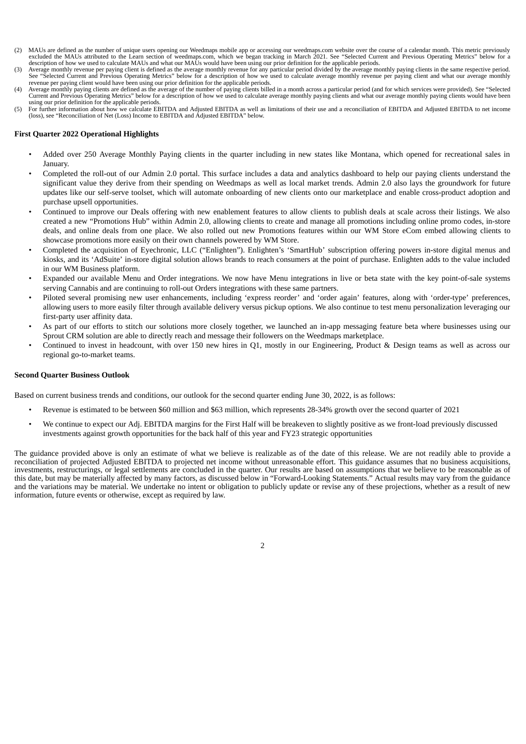(2) MAUs are defined as the number of unique users opening our Weedmaps mobile app or accessing our weedmaps.com website over the course of a calendar month. This metric previously excluded the MAUs attributed to the Learn section of weedmaps.com, which we began tracking in March 2021. See "Selected Current and Previous Operating Metrics" below for a description of how we used to calculate MAUs and what our MAUs would have been using our prior definition for the applicable periods.

(3) Average monthly revenue per paying client is defined as the average monthly revenue for any particular period divided by the average monthly paying clients in the same respective period. See "Selected Current and Previous Operating Metrics" below for a description of how we used to calculate average monthly revenue per paying client and what our average monthly revenue per paying client would have been using our prior definition for the applicable periods.

(4) Average monthly paying clients are defined as the average of the number of paying clients billed in a month across a particular period (and for which services were provided). See "Selected Current and Previous Operating Metrics" below for a description of how we used to calculate average monthly paying clients and what our average monthly paying clients would have been using our prior definition for the applicable periods.

(5) For further information about how we calculate EBITDA and Adjusted EBITDA as well as limitations of their use and a reconciliation of EBITDA and Adjusted EBITDA to net income (loss), see "Reconciliation of Net (Loss) Income to EBITDA and Adjusted EBITDA" below.

**First Quarter 2022 Operational Highlights**

- Added over 250 Average Monthly Paying clients in the quarter including in new states like Montana, which opened for recreational sales in January.
- Completed the roll-out of our Admin 2.0 portal. This surface includes a data and analytics dashboard to help our paying clients understand the significant value they derive from their spending on Weedmaps as well as local market trends. Admin 2.0 also lays the groundwork for future updates like our self-serve toolset, which will automate onboarding of new clients onto our marketplace and enable cross-product adoption and purchase upsell opportunities.
- Continued to improve our Deals offering with new enablement features to allow clients to publish deals at scale across their listings. We also created a new "Promotions Hub" within Admin 2.0, allowing clients to create and manage all promotions including online promo codes, in-store deals, and online deals from one place. We also rolled out new Promotions features within our WM Store eCom embed allowing clients to showcase promotions more easily on their own channels powered by WM Store.
- Completed the acquisition of Eyechronic, LLC ("Enlighten"). Enlighten's 'SmartHub' subscription offering powers in-store digital menus and kiosks, and its 'AdSuite' in-store digital solution allows brands to reach consumers at the point of purchase. Enlighten adds to the value included in our WM Business platform.
- Expanded our available Menu and Order integrations. We now have Menu integrations in live or beta state with the key point-of-sale systems serving Cannabis and are continuing to roll-out Orders integrations with these same partners.
- Piloted several promising new user enhancements, including 'express reorder' and 'order again' features, along with 'order-type' preferences, allowing users to more easily filter through available delivery versus pickup options. We also continue to test menu personalization leveraging our first-party user affinity data.
- As part of our efforts to stitch our solutions more closely together, we launched an in-app messaging feature beta where businesses using our Sprout CRM solution are able to directly reach and message their followers on the Weedmaps marketplace.
- Continued to invest in headcount, with over 150 new hires in Q1, mostly in our Engineering, Product & Design teams as well as across our regional go-to-market teams.

**Second Quarter Business Outlook**

Based on current business trends and conditions, our outlook for the second quarter ending June 30, 2022, is as follows:

- Revenue is estimated to be between $60 million and $63 million, which represents 28-34% growth over the second quarter of 2021
- We continue to expect our Adj. EBITDA margins for the First Half will be breakeven to slightly positive as we front-load previously discussed investments against growth opportunities for the back half of this year and FY23 strategic opportunities

The guidance provided above is only an estimate of what we believe is realizable as of the date of this release. We are not readily able to provide a reconciliation of projected Adjusted EBITDA to projected net income without unreasonable effort. This guidance assumes that no business acquisitions, investments, restructurings, or legal settlements are concluded in the quarter. Our results are based on assumptions that we believe to be reasonable as of this date, but may be materially affected by many factors, as discussed below in "Forward-Looking Statements." Actual results may vary from the guidance and the variations may be material. We undertake no intent or obligation to publicly update or revise any of these projections, whether as a result of new information, future events or otherwise, except as required by law.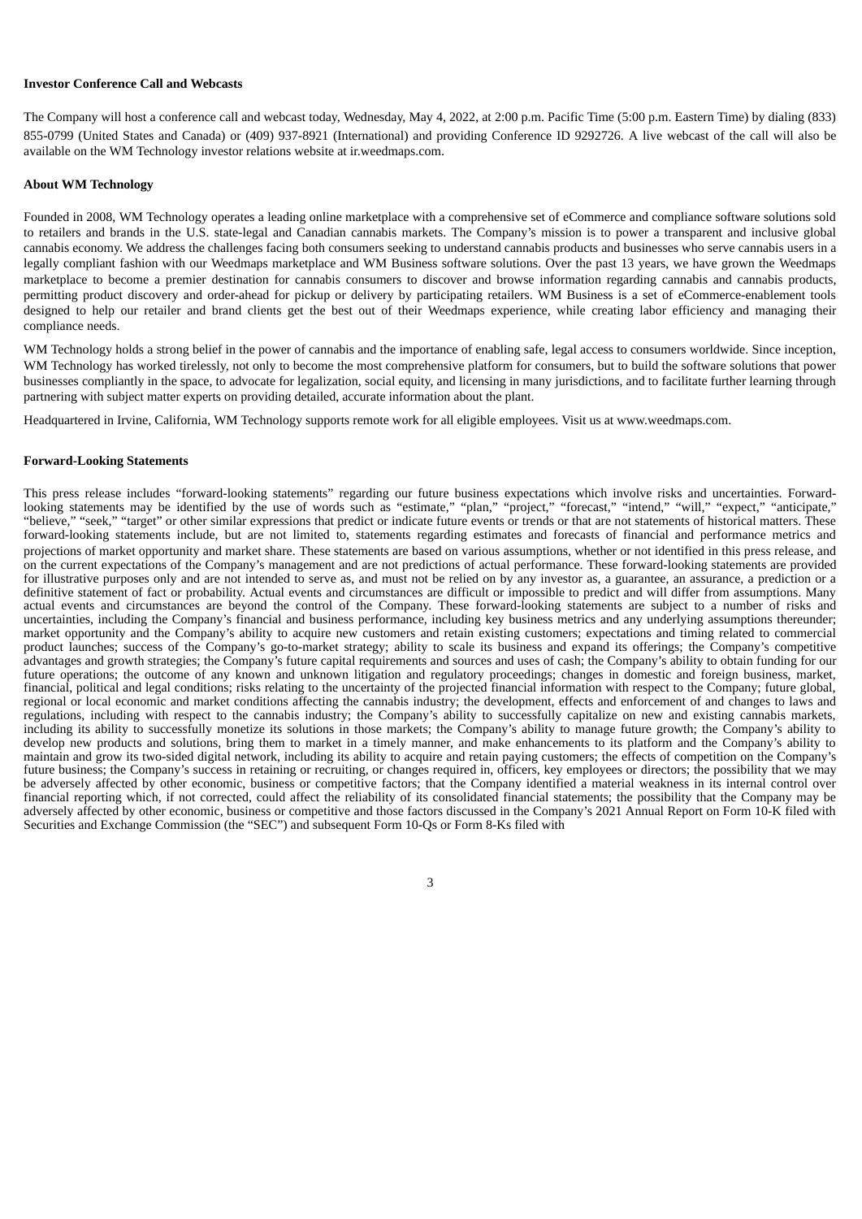**Investor Conference Call and Webcasts**

The Company will host a conference call and webcast today, Wednesday, May 4, 2022, at 2:00 p.m. Pacific Time (5:00 p.m. Eastern Time) by dialing (833) 855-0799 (United States and Canada) or (409) 937-8921 (International) and providing Conference ID 9292726. A live webcast of the call will also be available on the WM Technology investor relations website at ir.weedmaps.com.

**About WM Technology**

Founded in 2008, WM Technology operates a leading online marketplace with a comprehensive set of eCommerce and compliance software solutions sold to retailers and brands in the U.S. state-legal and Canadian cannabis markets. The Company's mission is to power a transparent and inclusive global cannabis economy. We address the challenges facing both consumers seeking to understand cannabis products and businesses who serve cannabis users in a legally compliant fashion with our Weedmaps marketplace and WM Business software solutions. Over the past 13 years, we have grown the Weedmaps marketplace to become a premier destination for cannabis consumers to discover and browse information regarding cannabis and cannabis products, permitting product discovery and order-ahead for pickup or delivery by participating retailers. WM Business is a set of eCommerce-enablement tools designed to help our retailer and brand clients get the best out of their Weedmaps experience, while creating labor efficiency and managing their compliance needs.

WM Technology holds a strong belief in the power of cannabis and the importance of enabling safe, legal access to consumers worldwide. Since inception, WM Technology has worked tirelessly, not only to become the most comprehensive platform for consumers, but to build the software solutions that power businesses compliantly in the space, to advocate for legalization, social equity, and licensing in many jurisdictions, and to facilitate further learning through partnering with subject matter experts on providing detailed, accurate information about the plant.

Headquartered in Irvine, California, WM Technology supports remote work for all eligible employees. Visit us at www.weedmaps.com.

**Forward-Looking Statements**

This press release includes "forward-looking statements" regarding our future business expectations which involve risks and uncertainties. Forward-looking statements may be identified by the use of words such as "estimate," "plan," "project," "forecast," "intend," "will," "expect," "anticipate," "believe," "seek," "target" or other similar expressions that predict or indicate future events or trends or that are not statements of historical matters. These forward-looking statements include, but are not limited to, statements regarding estimates and forecasts of financial and performance metrics and projections of market opportunity and market share. These statements are based on various assumptions, whether or not identified in this press release, and on the current expectations of the Company's management and are not predictions of actual performance. These forward-looking statements are provided for illustrative purposes only and are not intended to serve as, and must not be relied on by any investor as, a guarantee, an assurance, a prediction or a definitive statement of fact or probability. Actual events and circumstances are difficult or impossible to predict and will differ from assumptions. Many actual events and circumstances are beyond the control of the Company. These forward-looking statements are subject to a number of risks and uncertainties, including the Company's financial and business performance, including key business metrics and any underlying assumptions thereunder; market opportunity and the Company's ability to acquire new customers and retain existing customers; expectations and timing related to commercial product launches; success of the Company's go-to-market strategy; ability to scale its business and expand its offerings; the Company's competitive advantages and growth strategies; the Company's future capital requirements and sources and uses of cash; the Company's ability to obtain funding for our future operations; the outcome of any known and unknown litigation and regulatory proceedings; changes in domestic and foreign business, market, financial, political and legal conditions; risks relating to the uncertainty of the projected financial information with respect to the Company; future global, regional or local economic and market conditions affecting the cannabis industry; the development, effects and enforcement of and changes to laws and regulations, including with respect to the cannabis industry; the Company's ability to successfully capitalize on new and existing cannabis markets, including its ability to successfully monetize its solutions in those markets; the Company's ability to manage future growth; the Company's ability to develop new products and solutions, bring them to market in a timely manner, and make enhancements to its platform and the Company's ability to maintain and grow its two-sided digital network, including its ability to acquire and retain paying customers; the effects of competition on the Company's future business; the Company's success in retaining or recruiting, or changes required in, officers, key employees or directors; the possibility that we may be adversely affected by other economic, business or competitive factors; that the Company identified a material weakness in its internal control over financial reporting which, if not corrected, could affect the reliability of its consolidated financial statements; the possibility that the Company may be adversely affected by other economic, business or competitive and those factors discussed in the Company's 2021 Annual Report on Form 10-K filed with Securities and Exchange Commission (the "SEC") and subsequent Form 10-Qs or Form 8-Ks filed with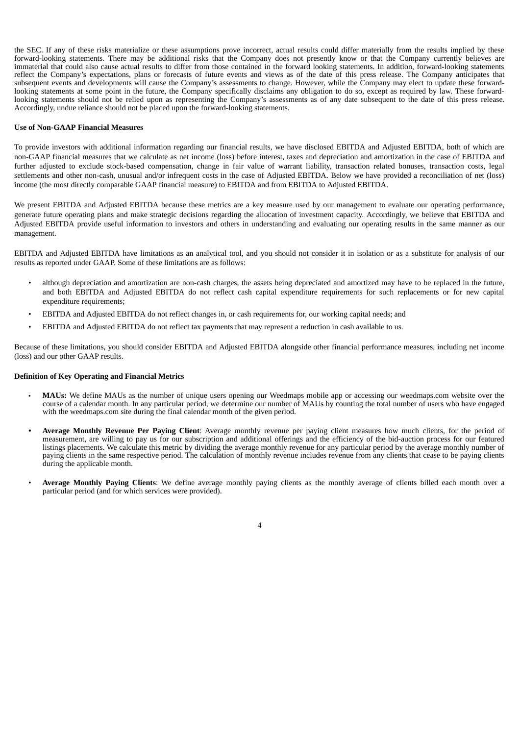the SEC. If any of these risks materialize or these assumptions prove incorrect, actual results could differ materially from the results implied by these forward-looking statements. There may be additional risks that the Company does not presently know or that the Company currently believes are immaterial that could also cause actual results to differ from those contained in the forward looking statements. In addition, forward-looking statements reflect the Company's expectations, plans or forecasts of future events and views as of the date of this press release. The Company anticipates that subsequent events and developments will cause the Company's assessments to change. However, while the Company may elect to update these forward-looking statements at some point in the future, the Company specifically disclaims any obligation to do so, except as required by law. These forward-looking statements should not be relied upon as representing the Company's assessments as of any date subsequent to the date of this press release. Accordingly, undue reliance should not be placed upon the forward-looking statements.

**Use of Non-GAAP Financial Measures**

To provide investors with additional information regarding our financial results, we have disclosed EBITDA and Adjusted EBITDA, both of which are non-GAAP financial measures that we calculate as net income (loss) before interest, taxes and depreciation and amortization in the case of EBITDA and further adjusted to exclude stock-based compensation, change in fair value of warrant liability, transaction related bonuses, transaction costs, legal settlements and other non-cash, unusual and/or infrequent costs in the case of Adjusted EBITDA. Below we have provided a reconciliation of net (loss) income (the most directly comparable GAAP financial measure) to EBITDA and from EBITDA to Adjusted EBITDA.

We present EBITDA and Adjusted EBITDA because these metrics are a key measure used by our management to evaluate our operating performance, generate future operating plans and make strategic decisions regarding the allocation of investment capacity. Accordingly, we believe that EBITDA and Adjusted EBITDA provide useful information to investors and others in understanding and evaluating our operating results in the same manner as our management.

EBITDA and Adjusted EBITDA have limitations as an analytical tool, and you should not consider it in isolation or as a substitute for analysis of our results as reported under GAAP. Some of these limitations are as follows:

- although depreciation and amortization are non-cash charges, the assets being depreciated and amortized may have to be replaced in the future, and both EBITDA and Adjusted EBITDA do not reflect cash capital expenditure requirements for such replacements or for new capital expenditure requirements;
- EBITDA and Adjusted EBITDA do not reflect changes in, or cash requirements for, our working capital needs; and
- EBITDA and Adjusted EBITDA do not reflect tax payments that may represent a reduction in cash available to us.

Because of these limitations, you should consider EBITDA and Adjusted EBITDA alongside other financial performance measures, including net income (loss) and our other GAAP results.

**Definition of Key Operating and Financial Metrics**

- **MAUs:** We define MAUs as the number of unique users opening our Weedmaps mobile app or accessing our weedmaps.com website over the course of a calendar month. In any particular period, we determine our number of MAUs by counting the total number of users who have engaged with the weedmaps.com site during the final calendar month of the given period.
- **Average Monthly Revenue Per Paying Client**: Average monthly revenue per paying client measures how much clients, for the period of measurement, are willing to pay us for our subscription and additional offerings and the efficiency of the bid-auction process for our featured listings placements. We calculate this metric by dividing the average monthly revenue for any particular period by the average monthly number of paying clients in the same respective period. The calculation of monthly revenue includes revenue from any clients that cease to be paying clients during the applicable month.
- **Average Monthly Paying Clients**: We define average monthly paying clients as the monthly average of clients billed each month over a particular period (and for which services were provided).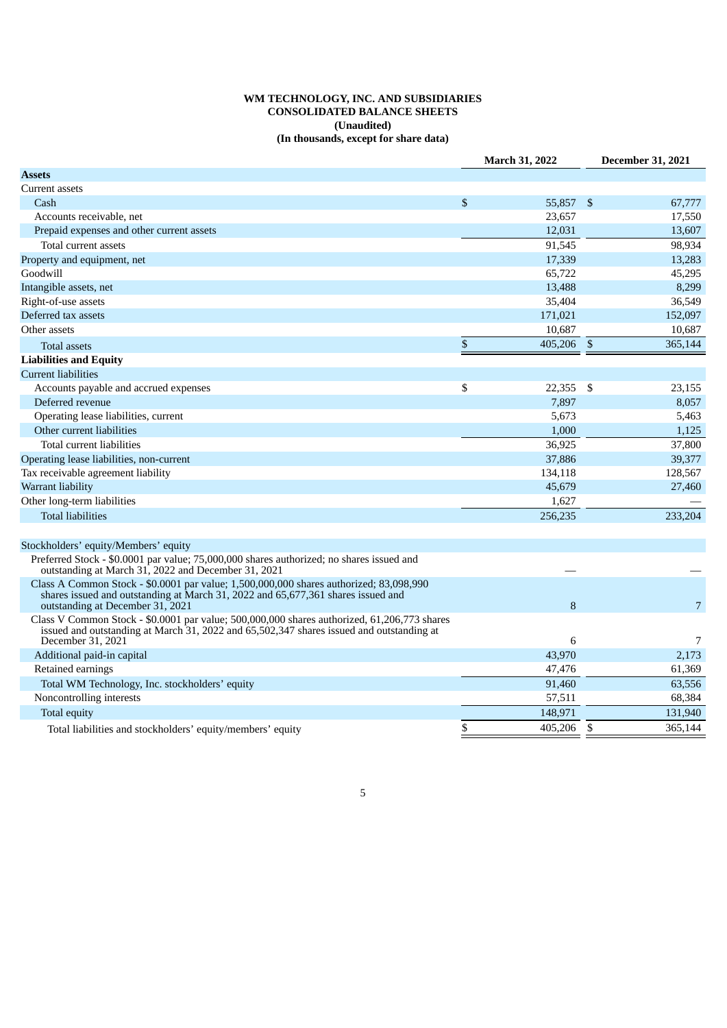**WM TECHNOLOGY, INC. AND SUBSIDIARIES**
**CONSOLIDATED BALANCE SHEETS**
**(Unaudited)**
**(In thousands, except for share data)**

| | March 31, 2022 | December 31, 2021 |
|---|---|---|
| **Assets** | | |
| Current assets | | |
| Cash | $ 55,857 | $ 67,777 |
| Accounts receivable, net | 23,657 | 17,550 |
| Prepaid expenses and other current assets | 12,031 | 13,607 |
| Total current assets | 91,545 | 98,934 |
| Property and equipment, net | 17,339 | 13,283 |
| Goodwill | 65,722 | 45,295 |
| Intangible assets, net | 13,488 | 8,299 |
| Right-of-use assets | 35,404 | 36,549 |
| Deferred tax assets | 171,021 | 152,097 |
| Other assets | 10,687 | 10,687 |
| Total assets | $ 405,206 | $ 365,144 |
| **Liabilities and Equity** | | |
| Current liabilities | | |
| Accounts payable and accrued expenses | $ 22,355 | $ 23,155 |
| Deferred revenue | 7,897 | 8,057 |
| Operating lease liabilities, current | 5,673 | 5,463 |
| Other current liabilities | 1,000 | 1,125 |
| Total current liabilities | 36,925 | 37,800 |
| Operating lease liabilities, non-current | 37,886 | 39,377 |
| Tax receivable agreement liability | 134,118 | 128,567 |
| Warrant liability | 45,679 | 27,460 |
| Other long-term liabilities | 1,627 | — |
| Total liabilities | 256,235 | 233,204 |
| | | |
| Stockholders' equity/Members' equity | | |
| Preferred Stock - $0.0001 par value; 75,000,000 shares authorized; no shares issued and outstanding at March 31, 2022 and December 31, 2021 | — | — |
| Class A Common Stock - $0.0001 par value; 1,500,000,000 shares authorized; 83,098,990 shares issued and outstanding at March 31, 2022 and 65,677,361 shares issued and outstanding at December 31, 2021 | 8 | 7 |
| Class V Common Stock - $0.0001 par value; 500,000,000 shares authorized, 61,206,773 shares issued and outstanding at March 31, 2022 and 65,502,347 shares issued and outstanding at December 31, 2021 | 6 | 7 |
| Additional paid-in capital | 43,970 | 2,173 |
| Retained earnings | 47,476 | 61,369 |
| Total WM Technology, Inc. stockholders' equity | 91,460 | 63,556 |
| Noncontrolling interests | 57,511 | 68,384 |
| Total equity | 148,971 | 131,940 |
| Total liabilities and stockholders' equity/members' equity | $ 405,206 | $ 365,144 |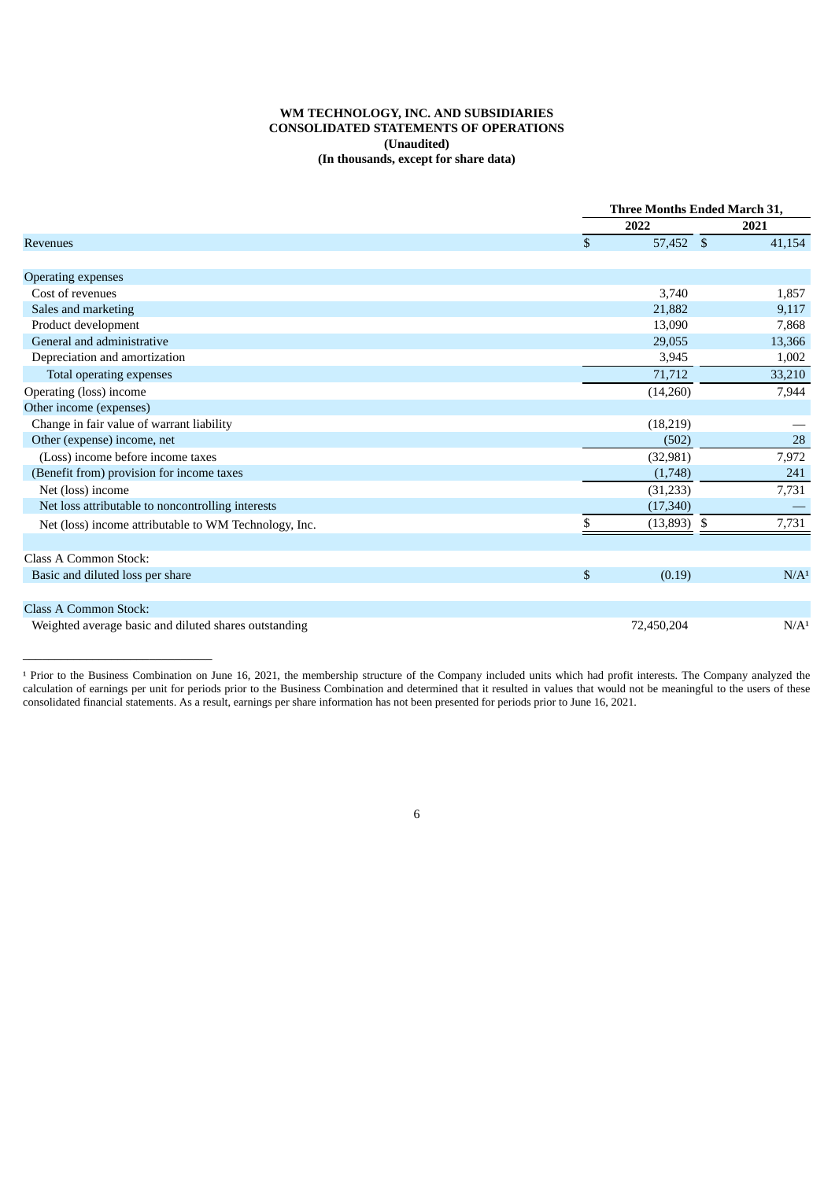**WM TECHNOLOGY, INC. AND SUBSIDIARIES**
**CONSOLIDATED STATEMENTS OF OPERATIONS**
**(Unaudited)**
**(In thousands, except for share data)**

| | Three Months Ended March 31, | |
|---|---|---|
| | 2022 | 2021 |
| Revenues | $ 57,452 | $ 41,154 |
| | | |
| Operating expenses | | |
| Cost of revenues | 3,740 | 1,857 |
| Sales and marketing | 21,882 | 9,117 |
| Product development | 13,090 | 7,868 |
| General and administrative | 29,055 | 13,366 |
| Depreciation and amortization | 3,945 | 1,002 |
| Total operating expenses | 71,712 | 33,210 |
| Operating (loss) income | (14,260) | 7,944 |
| Other income (expenses) | | |
| Change in fair value of warrant liability | (18,219) | — |
| Other (expense) income, net | (502) | 28 |
| (Loss) income before income taxes | (32,981) | 7,972 |
| (Benefit from) provision for income taxes | (1,748) | 241 |
| Net (loss) income | (31,233) | 7,731 |
| Net loss attributable to noncontrolling interests | (17,340) | — |
| Net (loss) income attributable to WM Technology, Inc. | $ (13,893) | $ 7,731 |
| | | |
| Class A Common Stock: | | |
| Basic and diluted loss per share | $ (0.19) | N/A[1] |
| | | |
| Class A Common Stock: | | |
| Weighted average basic and diluted shares outstanding | 72,450,204 | N/A[1] |

---

[1] Prior to the Business Combination on June 16, 2021, the membership structure of the Company included units which had profit interests. The Company analyzed the calculation of earnings per unit for periods prior to the Business Combination and determined that it resulted in values that would not be meaningful to the users of these consolidated financial statements. As a result, earnings per share information has not been presented for periods prior to June 16, 2021.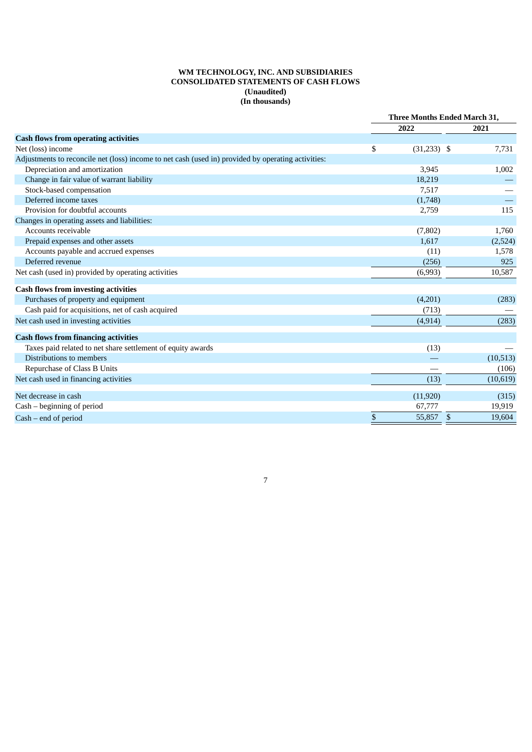**WM TECHNOLOGY, INC. AND SUBSIDIARIES**
**CONSOLIDATED STATEMENTS OF CASH FLOWS**
**(Unaudited)**
**(In thousands)**

| | Three Months Ended March 31, | |
|---|---|---|
| | 2022 | 2021 |
| **Cash flows from operating activities** | | |
| Net (loss) income | $ (31,233) | $ 7,731 |
| Adjustments to reconcile net (loss) income to net cash (used in) provided by operating activities: | | |
| Depreciation and amortization | 3,945 | 1,002 |
| Change in fair value of warrant liability | 18,219 | — |
| Stock-based compensation | 7,517 | — |
| Deferred income taxes | (1,748) | — |
| Provision for doubtful accounts | 2,759 | 115 |
| Changes in operating assets and liabilities: | | |
| Accounts receivable | (7,802) | 1,760 |
| Prepaid expenses and other assets | 1,617 | (2,524) |
| Accounts payable and accrued expenses | (11) | 1,578 |
| Deferred revenue | (256) | 925 |
| Net cash (used in) provided by operating activities | (6,993) | 10,587 |
| **Cash flows from investing activities** | | |
| Purchases of property and equipment | (4,201) | (283) |
| Cash paid for acquisitions, net of cash acquired | (713) | — |
| Net cash used in investing activities | (4,914) | (283) |
| **Cash flows from financing activities** | | |
| Taxes paid related to net share settlement of equity awards | (13) | — |
| Distributions to members | — | (10,513) |
| Repurchase of Class B Units | — | (106) |
| Net cash used in financing activities | (13) | (10,619) |
| Net decrease in cash | (11,920) | (315) |
| Cash – beginning of period | 67,777 | 19,919 |
| Cash – end of period | $ 55,857 | $ 19,604 |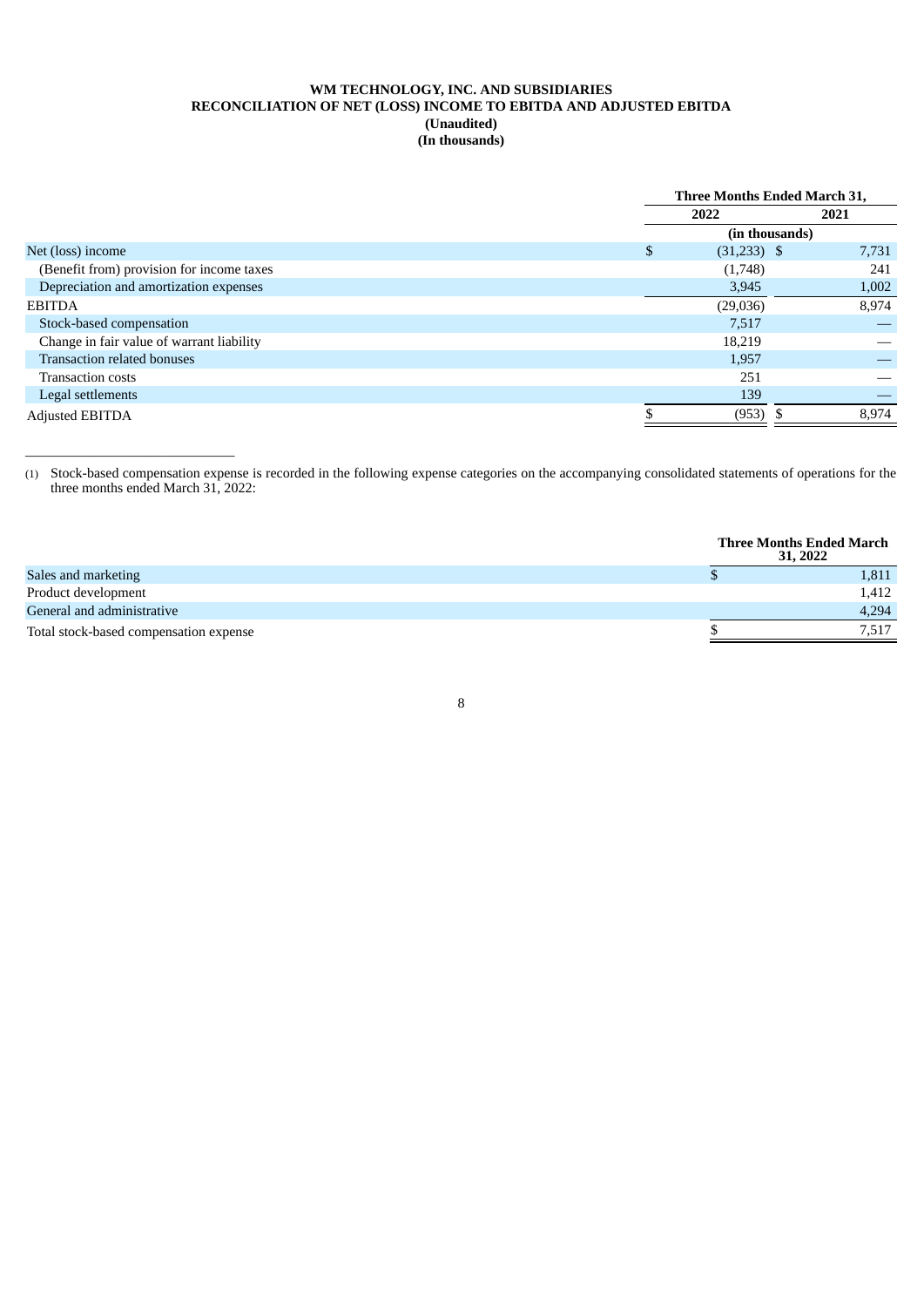**WM TECHNOLOGY, INC. AND SUBSIDIARIES**
**RECONCILIATION OF NET (LOSS) INCOME TO EBITDA AND ADJUSTED EBITDA**
**(Unaudited)**
**(In thousands)**

| | Three Months Ended March 31, | |
|---|---|---|
| | 2022 | 2021 |
| | (in thousands) | |
| Net (loss) income | $ (31,233) | $ 7,731 |
| (Benefit from) provision for income taxes | (1,748) | 241 |
| Depreciation and amortization expenses | 3,945 | 1,002 |
| EBITDA | (29,036) | 8,974 |
| Stock-based compensation | 7,517 | — |
| Change in fair value of warrant liability | 18,219 | — |
| Transaction related bonuses | 1,957 | — |
| Transaction costs | 251 | — |
| Legal settlements | 139 | — |
| Adjusted EBITDA | $ (953) | $ 8,974 |

(1) Stock-based compensation expense is recorded in the following expense categories on the accompanying consolidated statements of operations for the three months ended March 31, 2022:

| | Three Months Ended March 31, 2022 |
|---|---|
| Sales and marketing | $ 1,811 |
| Product development | 1,412 |
| General and administrative | 4,294 |
| Total stock-based compensation expense | $ 7,517 |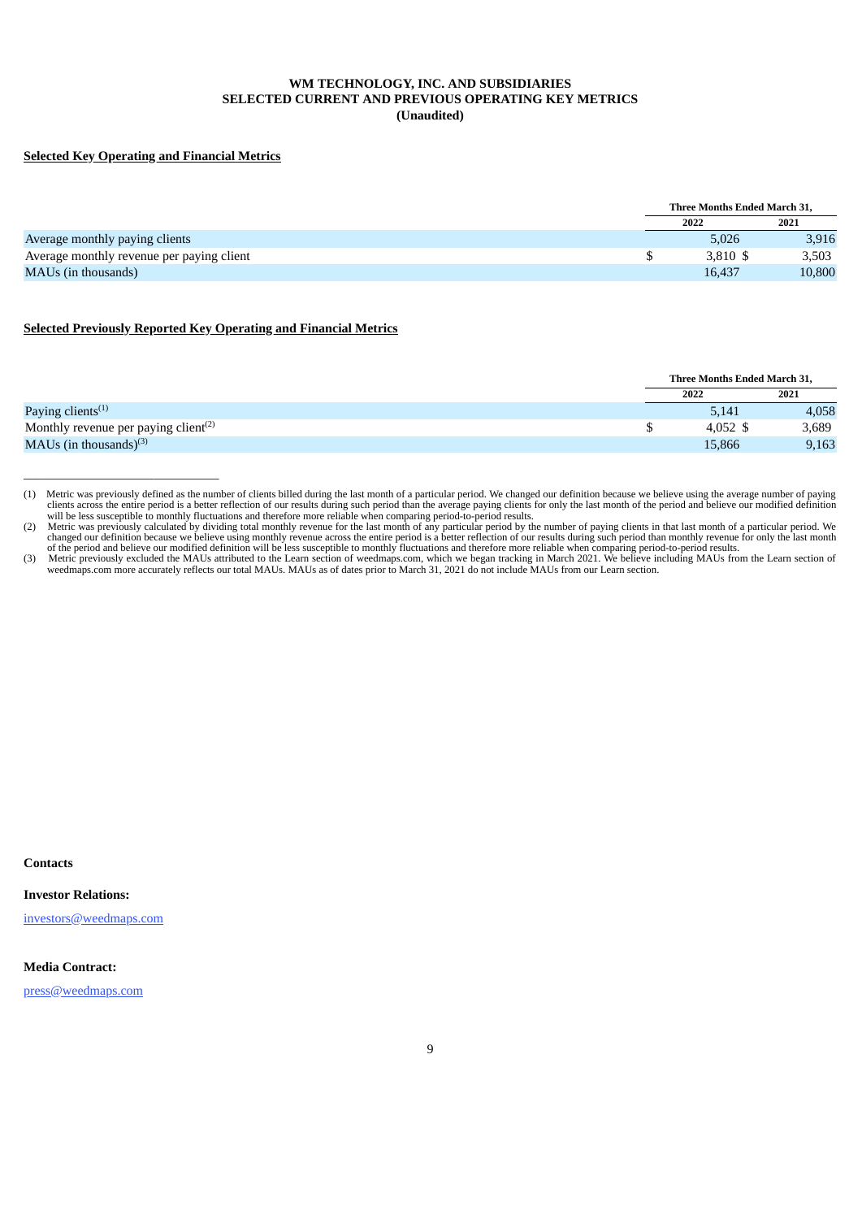**WM TECHNOLOGY, INC. AND SUBSIDIARIES**
**SELECTED CURRENT AND PREVIOUS OPERATING KEY METRICS**
**(Unaudited)**

**Selected Key Operating and Financial Metrics**

| | Three Months Ended March 31, | |
|---|---|---|
| | 2022 | 2021 |
| Average monthly paying clients | 5,026 | 3,916 |
| Average monthly revenue per paying client | $ 3,810 | $ 3,503 |
| MAUs (in thousands) | 16,437 | 10,800 |

**Selected Previously Reported Key Operating and Financial Metrics**

| | Three Months Ended March 31, | |
|---|---|---|
| | 2022 | 2021 |
| Paying clients[(1)] | 5,141 | 4,058 |
| Monthly revenue per paying client[(2)] | $ 4,052 | $ 3,689 |
| MAUs (in thousands)[(3)] | 15,866 | 9,163 |

______________________________

(1) Metric was previously defined as the number of clients billed during the last month of a particular period. We changed our definition because we believe using the average number of paying clients across the entire period is a better reflection of our results during such period than the average paying clients for only the last month of the period and believe our modified definition will be less susceptible to monthly fluctuations and therefore more reliable when comparing period-to-period results.

(2) Metric was previously calculated by dividing total monthly revenue for the last month of any particular period by the number of paying clients in that last month of a particular period. We changed our definition because we believe using monthly revenue across the entire period is a better reflection of our results during such period than monthly revenue for only the last month of the period and believe our modified definition will be less susceptible to monthly fluctuations and therefore more reliable when comparing period-to-period results.

(3) Metric previously excluded the MAUs attributed to the Learn section of weedmaps.com, which we began tracking in March 2021. We believe including MAUs from the Learn section of weedmaps.com more accurately reflects our total MAUs. MAUs as of dates prior to March 31, 2021 do not include MAUs from our Learn section.

**Contacts**

**Investor Relations:**

investors@weedmaps.com

**Media Contract:**

press@weedmaps.com